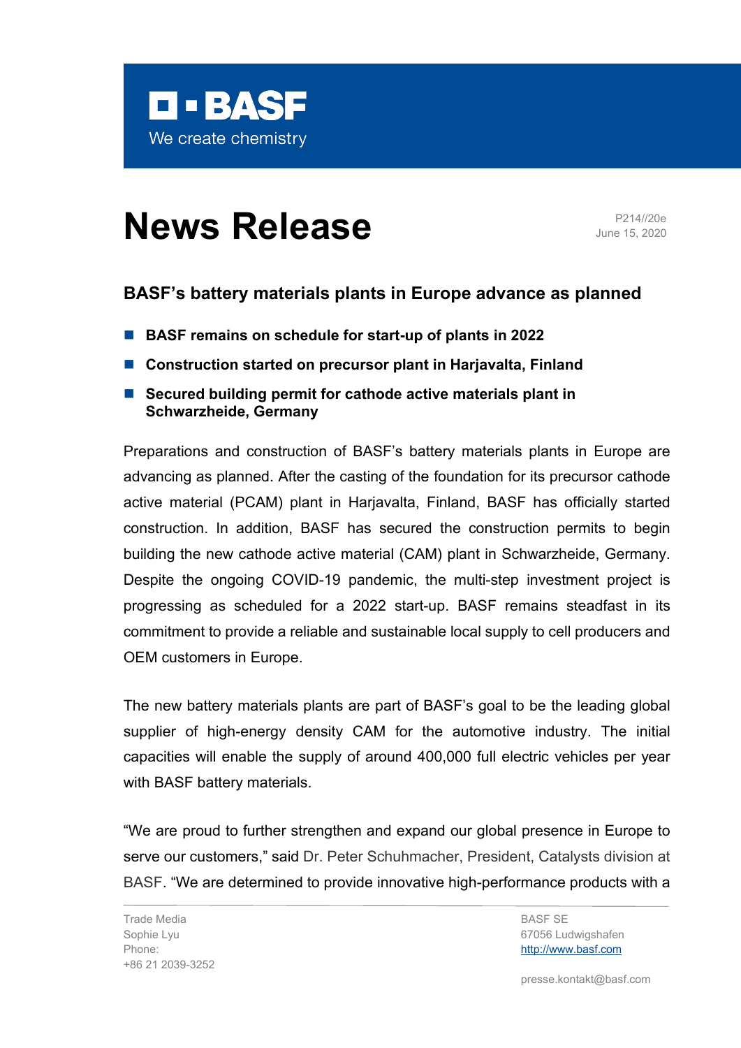BASF
We create chemistry

# News Release

P214//20e
June 15, 2020

## BASF's battery materials plants in Europe advance as planned

- **BASF remains on schedule for start-up of plants in 2022**
- **Construction started on precursor plant in Harjavalta, Finland**
- **Secured building permit for cathode active materials plant in Schwarzheide, Germany**

Preparations and construction of BASF's battery materials plants in Europe are advancing as planned. After the casting of the foundation for its precursor cathode active material (PCAM) plant in Harjavalta, Finland, BASF has officially started construction. In addition, BASF has secured the construction permits to begin building the new cathode active material (CAM) plant in Schwarzheide, Germany. Despite the ongoing COVID-19 pandemic, the multi-step investment project is progressing as scheduled for a 2022 start-up. BASF remains steadfast in its commitment to provide a reliable and sustainable local supply to cell producers and OEM customers in Europe.

The new battery materials plants are part of BASF's goal to be the leading global supplier of high-energy density CAM for the automotive industry. The initial capacities will enable the supply of around 400,000 full electric vehicles per year with BASF battery materials.

"We are proud to further strengthen and expand our global presence in Europe to serve our customers," said Dr. Peter Schuhmacher, President, Catalysts division at BASF. "We are determined to provide innovative high-performance products with a

Trade Media
Sophie Lyu
Phone:
+86 21 2039-3252

BASF SE
67056 Ludwigshafen
http://www.basf.com

presse.kontakt@basf.com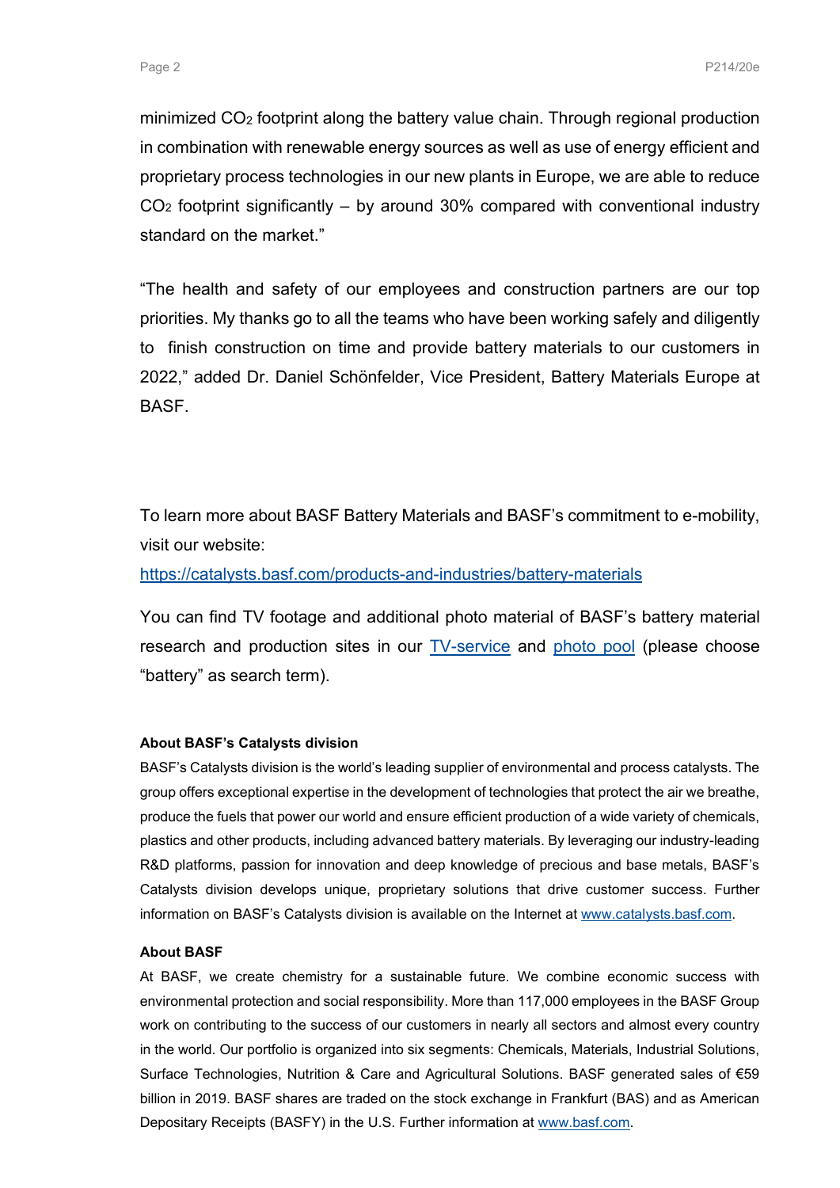minimized $CO_2$ footprint along the battery value chain. Through regional production in combination with renewable energy sources as well as use of energy efficient and proprietary process technologies in our new plants in Europe, we are able to reduce $CO_2$ footprint significantly – by around 30% compared with conventional industry standard on the market."

"The health and safety of our employees and construction partners are our top priorities. My thanks go to all the teams who have been working safely and diligently to finish construction on time and provide battery materials to our customers in 2022," added Dr. Daniel Schönfelder, Vice President, Battery Materials Europe at BASF.

To learn more about BASF Battery Materials and BASF's commitment to e-mobility, visit our website:
https://catalysts.basf.com/products-and-industries/battery-materials

You can find TV footage and additional photo material of BASF's battery material research and production sites in our TV-service and photo pool (please choose "battery" as search term).

**About BASF's Catalysts division**

BASF's Catalysts division is the world's leading supplier of environmental and process catalysts. The group offers exceptional expertise in the development of technologies that protect the air we breathe, produce the fuels that power our world and ensure efficient production of a wide variety of chemicals, plastics and other products, including advanced battery materials. By leveraging our industry-leading R&D platforms, passion for innovation and deep knowledge of precious and base metals, BASF's Catalysts division develops unique, proprietary solutions that drive customer success. Further information on BASF's Catalysts division is available on the Internet at www.catalysts.basf.com.

**About BASF**

At BASF, we create chemistry for a sustainable future. We combine economic success with environmental protection and social responsibility. More than 117,000 employees in the BASF Group work on contributing to the success of our customers in nearly all sectors and almost every country in the world. Our portfolio is organized into six segments: Chemicals, Materials, Industrial Solutions, Surface Technologies, Nutrition & Care and Agricultural Solutions. BASF generated sales of €59 billion in 2019. BASF shares are traded on the stock exchange in Frankfurt (BAS) and as American Depositary Receipts (BASFY) in the U.S. Further information at www.basf.com.